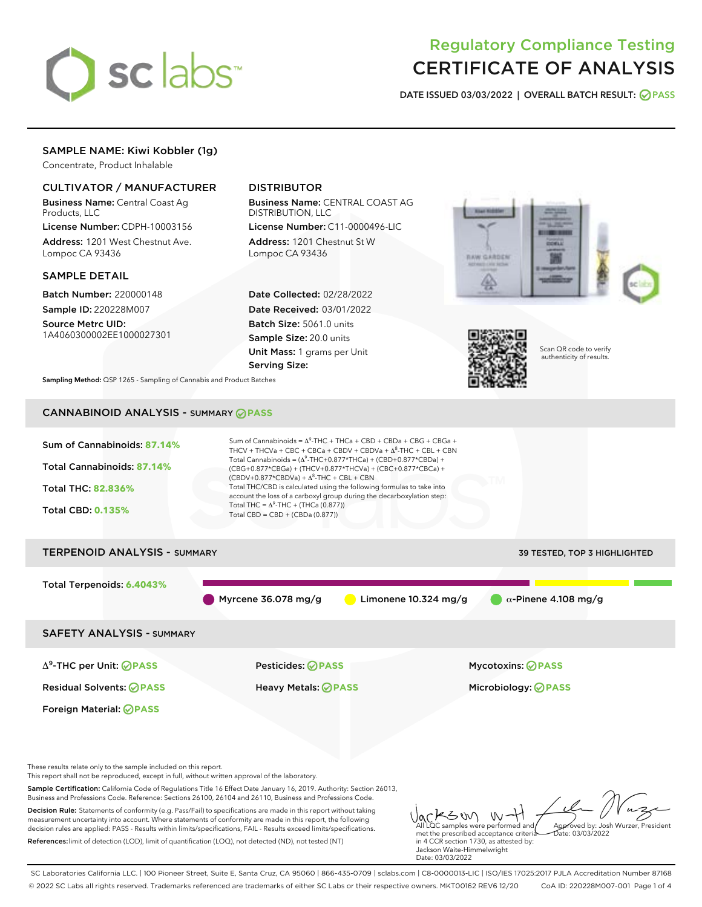# Regulatory Compliance Testing
# CERTIFICATE OF ANALYSIS

**DATE ISSUED 03/03/2022 | OVERALL BATCH RESULT: PASS**

## SAMPLE NAME: Kiwi Kobbler (1g)

Concentrate, Product Inhalable

### CULTIVATOR / MANUFACTURER

**Business Name:** Central Coast Ag Products, LLC

**License Number:** CDPH-10003156

**Address:** 1201 West Chestnut Ave. Lompoc CA 93436

### DISTRIBUTOR

**Business Name:** CENTRAL COAST AG DISTRIBUTION, LLC

**License Number:** C11-0000496-LIC

**Address:** 1201 Chestnut St W Lompoc CA 93436

### SAMPLE DETAIL

**Batch Number:** 220000148

**Sample ID:** 220228M007

**Source Metrc UID:** 1A4060300002EE1000027301

**Date Collected:** 02/28/2022

**Date Received:** 03/01/2022

**Batch Size:** 5061.0 units

**Sample Size:** 20.0 units

**Unit Mass:** 1 grams per Unit

**Serving Size:**

Scan QR code to verify authenticity of results.

**Sampling Method:** QSP 1265 - Sampling of Cannabis and Product Batches

## CANNABINOID ANALYSIS - SUMMARY PASS

**Sum of Cannabinoids:** 87.14%

**Total Cannabinoids:** 87.14%

**Total THC:** 82.836%

**Total CBD:** 0.135%

Sum of Cannabinoids = $\Delta^9$-THC + THCa + CBD + CBDa + CBG + CBGa + THCV + THCVa + CBC + CBCa + CBDV + CBDVa + $\Delta^8$-THC + CBL + CBN

Total Cannabinoids = ($\Delta^9$-THC+0.877*THCa) + (CBD+0.877*CBDa) + (CBG+0.877*CBGa) + (THCV+0.877*THCVa) + (CBC+0.877*CBCa) + (CBDV+0.877*CBDVa) + $\Delta^8$-THC + CBL + CBN

Total THC/CBD is calculated using the following formulas to take into account the loss of a carboxyl group during the decarboxylation step:

Total THC = $\Delta^9$-THC + (THCa (0.877))

Total CBD = CBD + (CBDa (0.877))

## TERPENOID ANALYSIS - SUMMARY

39 TESTED, TOP 3 HIGHLIGHTED

**Total Terpenoids:** 6.4043%

Myrcene 36.078 mg/g | Limonene 10.324 mg/g | α-Pinene 4.108 mg/g

## SAFETY ANALYSIS - SUMMARY

| | | |
|---|---|---|
| $\Delta^9$-THC per Unit: PASS | Pesticides: PASS | Mycotoxins: PASS |
| Residual Solvents: PASS | Heavy Metals: PASS | Microbiology: PASS |
| Foreign Material: PASS | | |

These results relate only to the sample included on this report.
This report shall not be reproduced, except in full, without written approval of the laboratory.

**Sample Certification:** California Code of Regulations Title 16 Effect Date January 16, 2019. Authority: Section 26013, Business and Professions Code. Reference: Sections 26100, 26104 and 26110, Business and Professions Code.

**Decision Rule:** Statements of conformity (e.g. Pass/Fail) to specifications are made in this report without taking measurement uncertainty into account. Where statements of conformity are made in this report, the following decision rules are applied: PASS - Results within limits/specifications, FAIL - Results exceed limits/specifications.

**References:** limit of detection (LOD), limit of quantification (LOQ), not detected (ND), not tested (NT)

All LQC samples were performed and met the prescribed acceptance criteria in 4 CCR section 1730, as attested by: Jackson Waite-Himmelwright Date: 03/03/2022

Approved by: Josh Wurzer, President Date: 03/03/2022

SC Laboratories California LLC. | 100 Pioneer Street, Suite E, Santa Cruz, CA 95060 | 866-435-0709 | sclabs.com | C8-0000013-LIC | ISO/IES 17025:2017 PJLA Accreditation Number 87168
© 2022 SC Labs all rights reserved. Trademarks referenced are trademarks of either SC Labs or their respective owners. MKT00162 REV6 12/20 CoA ID: 220228M007-001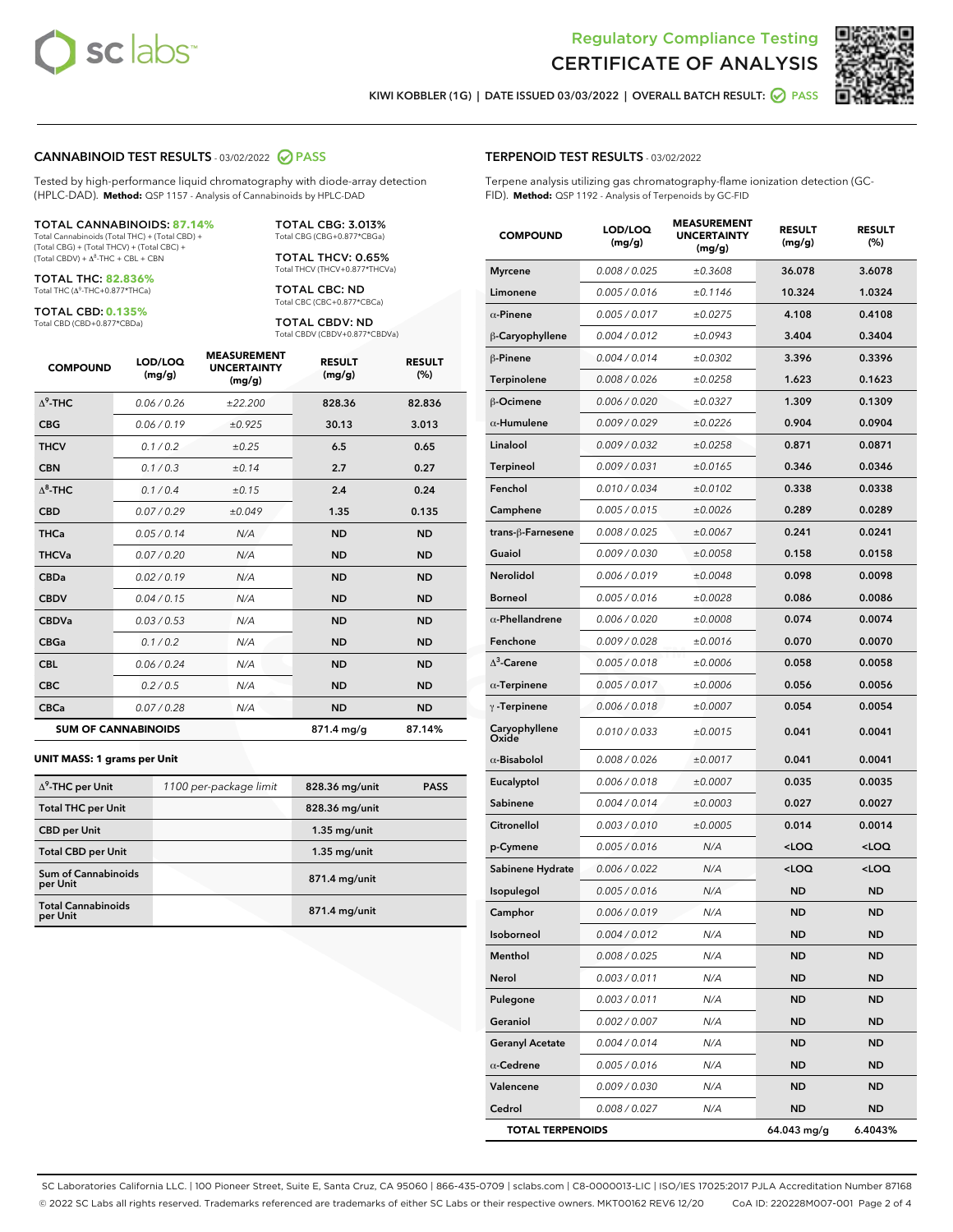## Regulatory Compliance Testing
# CERTIFICATE OF ANALYSIS

KIWI KOBBLER (1G) | DATE ISSUED 03/03/2022 | OVERALL BATCH RESULT: PASS

## CANNABINOID TEST RESULTS - 03/02/2022 PASS

Tested by high-performance liquid chromatography with diode-array detection (HPLC-DAD). **Method:** QSP 1157 - Analysis of Cannabinoids by HPLC-DAD

**TOTAL CANNABINOIDS: 87.14%**
Total Cannabinoids (Total THC) + (Total CBD) + (Total CBG) + (Total THCV) + (Total CBC) + (Total CBDV) + $\Delta^8$-THC + CBL + CBN

**TOTAL THC: 82.836%**
Total THC ($\Delta^9$-THC+0.877*THCa)

**TOTAL CBD: 0.135%**
Total CBD (CBD+0.877*CBDa)

**TOTAL CBG: 3.013%**
Total CBG (CBG+0.877*CBGa)

**TOTAL THCV: 0.65%**
Total THCV (THCV+0.877*THCVa)

**TOTAL CBC: ND**
Total CBC (CBC+0.877*CBCa)

**TOTAL CBDV: ND**
Total CBDV (CBDV+0.877*CBDVa)

| COMPOUND | LOD/LOQ (mg/g) | MEASUREMENT UNCERTAINTY (mg/g) | RESULT (mg/g) | RESULT (%) |
|---|---|---|---|---|
| $\Delta^9$-THC | 0.06 / 0.26 | ±22.200 | 828.36 | 82.836 |
| CBG | 0.06 / 0.19 | ±0.925 | 30.13 | 3.013 |
| THCV | 0.1 / 0.2 | ±0.25 | 6.5 | 0.65 |
| CBN | 0.1 / 0.3 | ±0.14 | 2.7 | 0.27 |
| $\Delta^8$-THC | 0.1 / 0.4 | ±0.15 | 2.4 | 0.24 |
| CBD | 0.07 / 0.29 | ±0.049 | 1.35 | 0.135 |
| THCa | 0.05 / 0.14 | N/A | ND | ND |
| THCVa | 0.07 / 0.20 | N/A | ND | ND |
| CBDa | 0.02 / 0.19 | N/A | ND | ND |
| CBDV | 0.04 / 0.15 | N/A | ND | ND |
| CBDVa | 0.03 / 0.53 | N/A | ND | ND |
| CBGa | 0.1 / 0.2 | N/A | ND | ND |
| CBL | 0.06 / 0.24 | N/A | ND | ND |
| CBC | 0.2 / 0.5 | N/A | ND | ND |
| CBCa | 0.07 / 0.28 | N/A | ND | ND |
| **SUM OF CANNABINOIDS** | | | 871.4 mg/g | 87.14% |

**UNIT MASS: 1 grams per Unit**

| | | | |
|---|---|---|---|
| $\Delta^9$-THC per Unit | 1100 per-package limit | 828.36 mg/unit | PASS |
| Total THC per Unit | | 828.36 mg/unit | |
| CBD per Unit | | 1.35 mg/unit | |
| Total CBD per Unit | | 1.35 mg/unit | |
| Sum of Cannabinoids per Unit | | 871.4 mg/unit | |
| Total Cannabinoids per Unit | | 871.4 mg/unit | |

## TERPENOID TEST RESULTS - 03/02/2022

Terpene analysis utilizing gas chromatography-flame ionization detection (GC-FID). **Method:** QSP 1192 - Analysis of Terpenoids by GC-FID

| COMPOUND | LOD/LOQ (mg/g) | MEASUREMENT UNCERTAINTY (mg/g) | RESULT (mg/g) | RESULT (%) |
|---|---|---|---|---|
| Myrcene | 0.008 / 0.025 | ±0.3608 | 36.078 | 3.6078 |
| Limonene | 0.005 / 0.016 | ±0.1146 | 10.324 | 1.0324 |
| α-Pinene | 0.005 / 0.017 | ±0.0275 | 4.108 | 0.4108 |
| β-Caryophyllene | 0.004 / 0.012 | ±0.0943 | 3.404 | 0.3404 |
| β-Pinene | 0.004 / 0.014 | ±0.0302 | 3.396 | 0.3396 |
| Terpinolene | 0.008 / 0.026 | ±0.0258 | 1.623 | 0.1623 |
| β-Ocimene | 0.006 / 0.020 | ±0.0327 | 1.309 | 0.1309 |
| α-Humulene | 0.009 / 0.029 | ±0.0226 | 0.904 | 0.0904 |
| Linalool | 0.009 / 0.032 | ±0.0258 | 0.871 | 0.0871 |
| Terpineol | 0.009 / 0.031 | ±0.0165 | 0.346 | 0.0346 |
| Fenchol | 0.010 / 0.034 | ±0.0102 | 0.338 | 0.0338 |
| Camphene | 0.005 / 0.015 | ±0.0026 | 0.289 | 0.0289 |
| trans-β-Farnesene | 0.008 / 0.025 | ±0.0067 | 0.241 | 0.0241 |
| Guaiol | 0.009 / 0.030 | ±0.0058 | 0.158 | 0.0158 |
| Nerolidol | 0.006 / 0.019 | ±0.0048 | 0.098 | 0.0098 |
| Borneol | 0.005 / 0.016 | ±0.0028 | 0.086 | 0.0086 |
| α-Phellandrene | 0.006 / 0.020 | ±0.0008 | 0.074 | 0.0074 |
| Fenchone | 0.009 / 0.028 | ±0.0016 | 0.070 | 0.0070 |
| $\Delta^3$-Carene | 0.005 / 0.018 | ±0.0006 | 0.058 | 0.0058 |
| α-Terpinene | 0.005 / 0.017 | ±0.0006 | 0.056 | 0.0056 |
| γ-Terpinene | 0.006 / 0.018 | ±0.0007 | 0.054 | 0.0054 |
| Caryophyllene Oxide | 0.010 / 0.033 | ±0.0015 | 0.041 | 0.0041 |
| α-Bisabolol | 0.008 / 0.026 | ±0.0017 | 0.041 | 0.0041 |
| Eucalyptol | 0.006 / 0.018 | ±0.0007 | 0.035 | 0.0035 |
| Sabinene | 0.004 / 0.014 | ±0.0003 | 0.027 | 0.0027 |
| Citronellol | 0.003 / 0.010 | ±0.0005 | 0.014 | 0.0014 |
| p-Cymene | 0.005 / 0.016 | N/A | <LOQ | <LOQ |
| Sabinene Hydrate | 0.006 / 0.022 | N/A | <LOQ | <LOQ |
| Isopulegol | 0.005 / 0.016 | N/A | ND | ND |
| Camphor | 0.006 / 0.019 | N/A | ND | ND |
| Isoborneol | 0.004 / 0.012 | N/A | ND | ND |
| Menthol | 0.008 / 0.025 | N/A | ND | ND |
| Nerol | 0.003 / 0.011 | N/A | ND | ND |
| Pulegone | 0.003 / 0.011 | N/A | ND | ND |
| Geraniol | 0.002 / 0.007 | N/A | ND | ND |
| Geranyl Acetate | 0.004 / 0.014 | N/A | ND | ND |
| α-Cedrene | 0.005 / 0.016 | N/A | ND | ND |
| Valencene | 0.009 / 0.030 | N/A | ND | ND |
| Cedrol | 0.008 / 0.027 | N/A | ND | ND |
| **TOTAL TERPENOIDS** | | | 64.043 mg/g | 6.4043% |

SC Laboratories California LLC. | 100 Pioneer Street, Suite E, Santa Cruz, CA 95060 | 866-435-0709 | sclabs.com | C8-0000013-LIC | ISO/IES 17025:2017 PJLA Accreditation Number 87168
© 2022 SC Labs all rights reserved. Trademarks referenced are trademarks of either SC Labs or their respective owners. MKT00162 REV6 12/20 CoA ID: 220228M007-001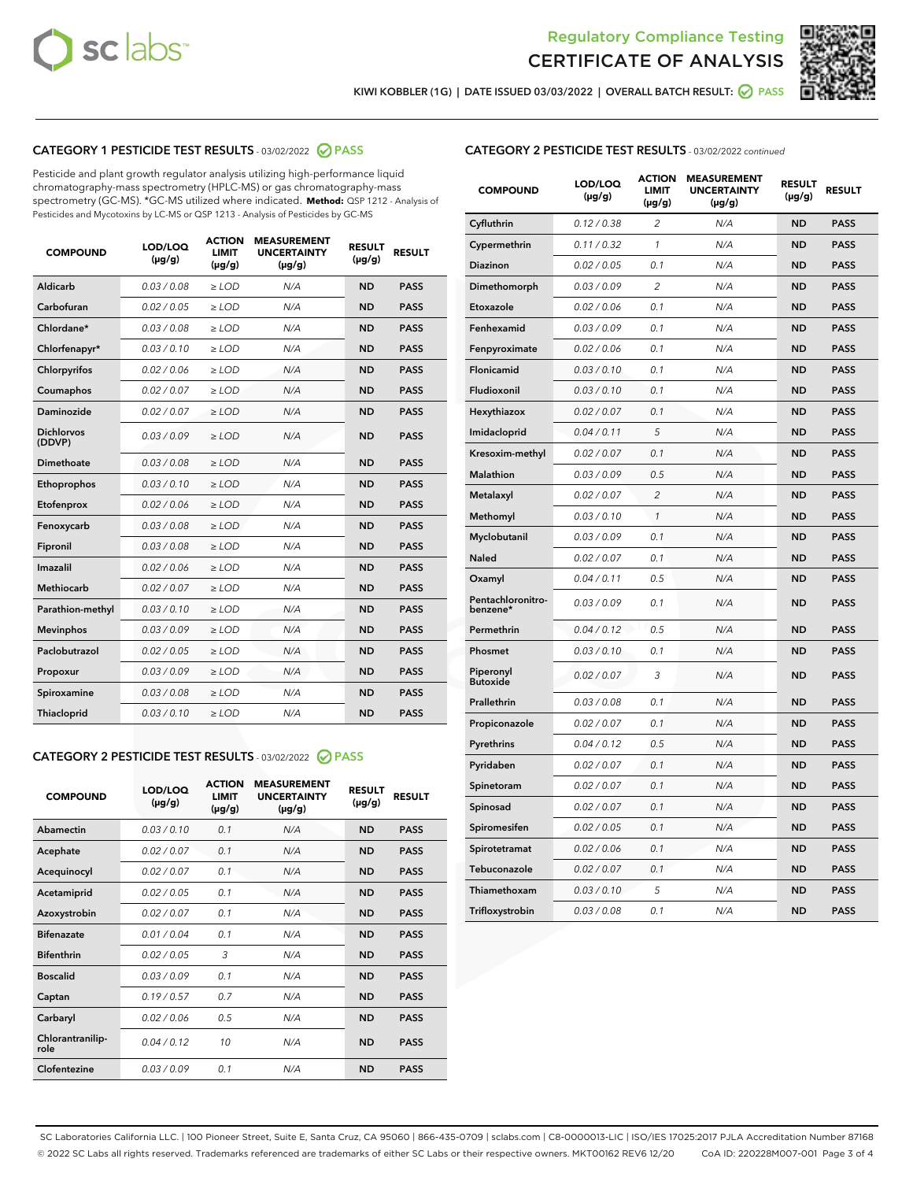# Regulatory Compliance Testing
# CERTIFICATE OF ANALYSIS

KIWI KOBBLER (1G) | DATE ISSUED 03/03/2022 | OVERALL BATCH RESULT: PASS

## CATEGORY 1 PESTICIDE TEST RESULTS - 03/02/2022 PASS

Pesticide and plant growth regulator analysis utilizing high-performance liquid chromatography-mass spectrometry (HPLC-MS) or gas chromatography-mass spectrometry (GC-MS). *GC-MS utilized where indicated. **Method:** QSP 1212 - Analysis of Pesticides and Mycotoxins by LC-MS or QSP 1213 - Analysis of Pesticides by GC-MS

| COMPOUND | LOD/LOQ (µg/g) | ACTION LIMIT (µg/g) | MEASUREMENT UNCERTAINTY (µg/g) | RESULT (µg/g) | RESULT |
|---|---|---|---|---|---|
| Aldicarb | 0.03 / 0.08 | ≥ LOD | N/A | ND | PASS |
| Carbofuran | 0.02 / 0.05 | ≥ LOD | N/A | ND | PASS |
| Chlordane* | 0.03 / 0.08 | ≥ LOD | N/A | ND | PASS |
| Chlorfenapyr* | 0.03 / 0.10 | ≥ LOD | N/A | ND | PASS |
| Chlorpyrifos | 0.02 / 0.06 | ≥ LOD | N/A | ND | PASS |
| Coumaphos | 0.02 / 0.07 | ≥ LOD | N/A | ND | PASS |
| Daminozide | 0.02 / 0.07 | ≥ LOD | N/A | ND | PASS |
| Dichlorvos (DDVP) | 0.03 / 0.09 | ≥ LOD | N/A | ND | PASS |
| Dimethoate | 0.03 / 0.08 | ≥ LOD | N/A | ND | PASS |
| Ethoprophos | 0.03 / 0.10 | ≥ LOD | N/A | ND | PASS |
| Etofenprox | 0.02 / 0.06 | ≥ LOD | N/A | ND | PASS |
| Fenoxycarb | 0.03 / 0.08 | ≥ LOD | N/A | ND | PASS |
| Fipronil | 0.03 / 0.08 | ≥ LOD | N/A | ND | PASS |
| Imazalil | 0.02 / 0.06 | ≥ LOD | N/A | ND | PASS |
| Methiocarb | 0.02 / 0.07 | ≥ LOD | N/A | ND | PASS |
| Parathion-methyl | 0.03 / 0.10 | ≥ LOD | N/A | ND | PASS |
| Mevinphos | 0.03 / 0.09 | ≥ LOD | N/A | ND | PASS |
| Paclobutrazol | 0.02 / 0.05 | ≥ LOD | N/A | ND | PASS |
| Propoxur | 0.03 / 0.09 | ≥ LOD | N/A | ND | PASS |
| Spiroxamine | 0.03 / 0.08 | ≥ LOD | N/A | ND | PASS |
| Thiacloprid | 0.03 / 0.10 | ≥ LOD | N/A | ND | PASS |

## CATEGORY 2 PESTICIDE TEST RESULTS - 03/02/2022 PASS

| COMPOUND | LOD/LOQ (µg/g) | ACTION LIMIT (µg/g) | MEASUREMENT UNCERTAINTY (µg/g) | RESULT (µg/g) | RESULT |
|---|---|---|---|---|---|
| Abamectin | 0.03 / 0.10 | 0.1 | N/A | ND | PASS |
| Acephate | 0.02 / 0.07 | 0.1 | N/A | ND | PASS |
| Acequinocyl | 0.02 / 0.07 | 0.1 | N/A | ND | PASS |
| Acetamiprid | 0.02 / 0.05 | 0.1 | N/A | ND | PASS |
| Azoxystrobin | 0.02 / 0.07 | 0.1 | N/A | ND | PASS |
| Bifenazate | 0.01 / 0.04 | 0.1 | N/A | ND | PASS |
| Bifenthrin | 0.02 / 0.05 | 3 | N/A | ND | PASS |
| Boscalid | 0.03 / 0.09 | 0.1 | N/A | ND | PASS |
| Captan | 0.19 / 0.57 | 0.7 | N/A | ND | PASS |
| Carbaryl | 0.02 / 0.06 | 0.5 | N/A | ND | PASS |
| Chlorantraniliprole | 0.04 / 0.12 | 10 | N/A | ND | PASS |
| Clofentezine | 0.03 / 0.09 | 0.1 | N/A | ND | PASS |
| Cyfluthrin | 0.12 / 0.38 | 2 | N/A | ND | PASS |
| Cypermethrin | 0.11 / 0.32 | 1 | N/A | ND | PASS |
| Diazinon | 0.02 / 0.05 | 0.1 | N/A | ND | PASS |
| Dimethomorph | 0.03 / 0.09 | 2 | N/A | ND | PASS |
| Etoxazole | 0.02 / 0.06 | 0.1 | N/A | ND | PASS |
| Fenhexamid | 0.03 / 0.09 | 0.1 | N/A | ND | PASS |
| Fenpyroximate | 0.02 / 0.06 | 0.1 | N/A | ND | PASS |
| Flonicamid | 0.03 / 0.10 | 0.1 | N/A | ND | PASS |
| Fludioxonil | 0.03 / 0.10 | 0.1 | N/A | ND | PASS |
| Hexythiazox | 0.02 / 0.07 | 0.1 | N/A | ND | PASS |
| Imidacloprid | 0.04 / 0.11 | 5 | N/A | ND | PASS |
| Kresoxim-methyl | 0.02 / 0.07 | 0.1 | N/A | ND | PASS |
| Malathion | 0.03 / 0.09 | 0.5 | N/A | ND | PASS |
| Metalaxyl | 0.02 / 0.07 | 2 | N/A | ND | PASS |
| Methomyl | 0.03 / 0.10 | 1 | N/A | ND | PASS |
| Myclobutanil | 0.03 / 0.09 | 0.1 | N/A | ND | PASS |
| Naled | 0.02 / 0.07 | 0.1 | N/A | ND | PASS |
| Oxamyl | 0.04 / 0.11 | 0.5 | N/A | ND | PASS |
| Pentachloronitrobenzene* | 0.03 / 0.09 | 0.1 | N/A | ND | PASS |
| Permethrin | 0.04 / 0.12 | 0.5 | N/A | ND | PASS |
| Phosmet | 0.03 / 0.10 | 0.1 | N/A | ND | PASS |
| Piperonyl Butoxide | 0.02 / 0.07 | 3 | N/A | ND | PASS |
| Prallethrin | 0.03 / 0.08 | 0.1 | N/A | ND | PASS |
| Propiconazole | 0.02 / 0.07 | 0.1 | N/A | ND | PASS |
| Pyrethrins | 0.04 / 0.12 | 0.5 | N/A | ND | PASS |
| Pyridaben | 0.02 / 0.07 | 0.1 | N/A | ND | PASS |
| Spinetoram | 0.02 / 0.07 | 0.1 | N/A | ND | PASS |
| Spinosad | 0.02 / 0.07 | 0.1 | N/A | ND | PASS |
| Spiromesifen | 0.02 / 0.05 | 0.1 | N/A | ND | PASS |
| Spirotetramat | 0.02 / 0.06 | 0.1 | N/A | ND | PASS |
| Tebuconazole | 0.02 / 0.07 | 0.1 | N/A | ND | PASS |
| Thiamethoxam | 0.03 / 0.10 | 5 | N/A | ND | PASS |
| Trifloxystrobin | 0.03 / 0.08 | 0.1 | N/A | ND | PASS |

SC Laboratories California LLC. | 100 Pioneer Street, Suite E, Santa Cruz, CA 95060 | 866-435-0709 | sclabs.com | C8-0000013-LIC | ISO/IES 17025:2017 PJLA Accreditation Number 87168
© 2022 SC Labs all rights reserved. Trademarks referenced are trademarks of either SC Labs or their respective owners. MKT00162 REV6 12/20 CoA ID: 220228M007-001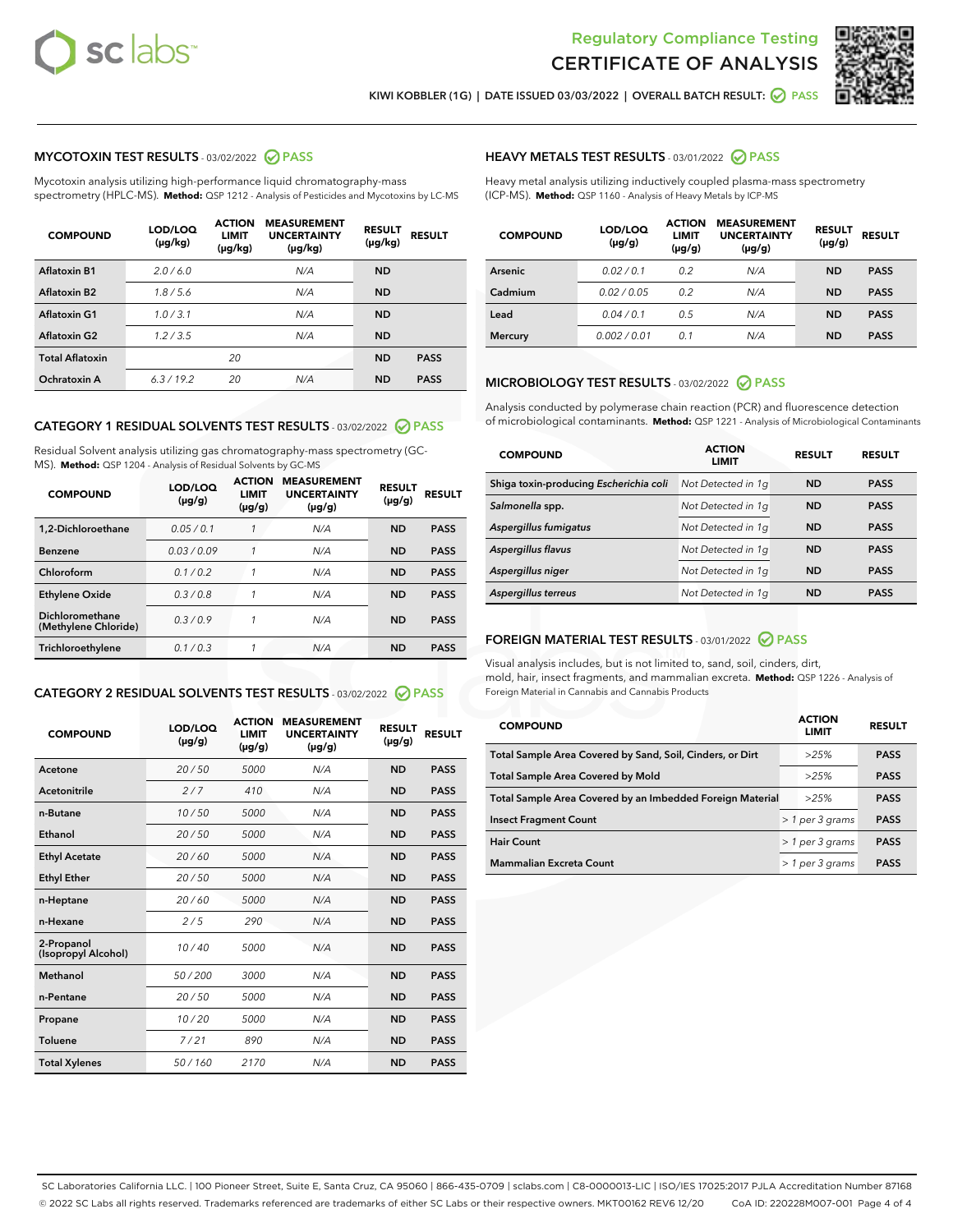Regulatory Compliance Testing

# CERTIFICATE OF ANALYSIS

KIWI KOBBLER (1G) | DATE ISSUED 03/03/2022 | OVERALL BATCH RESULT: PASS

## MYCOTOXIN TEST RESULTS - 03/02/2022 PASS

Mycotoxin analysis utilizing high-performance liquid chromatography-mass spectrometry (HPLC-MS). **Method:** QSP 1212 - Analysis of Pesticides and Mycotoxins by LC-MS

| COMPOUND | LOD/LOQ (μg/kg) | ACTION LIMIT (μg/kg) | MEASUREMENT UNCERTAINTY (μg/kg) | RESULT (μg/kg) | RESULT |
|---|---|---|---|---|---|
| Aflatoxin B1 | 2.0 / 6.0 | | N/A | ND | |
| Aflatoxin B2 | 1.8 / 5.6 | | N/A | ND | |
| Aflatoxin G1 | 1.0 / 3.1 | | N/A | ND | |
| Aflatoxin G2 | 1.2 / 3.5 | | N/A | ND | |
| Total Aflatoxin | | 20 | | ND | PASS |
| Ochratoxin A | 6.3 / 19.2 | 20 | N/A | ND | PASS |

## CATEGORY 1 RESIDUAL SOLVENTS TEST RESULTS - 03/02/2022 PASS

Residual Solvent analysis utilizing gas chromatography-mass spectrometry (GC-MS). **Method:** QSP 1204 - Analysis of Residual Solvents by GC-MS

| COMPOUND | LOD/LOQ (μg/g) | ACTION LIMIT (μg/g) | MEASUREMENT UNCERTAINTY (μg/g) | RESULT (μg/g) | RESULT |
|---|---|---|---|---|---|
| 1,2-Dichloroethane | 0.05 / 0.1 | 1 | N/A | ND | PASS |
| Benzene | 0.03 / 0.09 | 1 | N/A | ND | PASS |
| Chloroform | 0.1 / 0.2 | 1 | N/A | ND | PASS |
| Ethylene Oxide | 0.3 / 0.8 | 1 | N/A | ND | PASS |
| Dichloromethane (Methylene Chloride) | 0.3 / 0.9 | 1 | N/A | ND | PASS |
| Trichloroethylene | 0.1 / 0.3 | 1 | N/A | ND | PASS |

## CATEGORY 2 RESIDUAL SOLVENTS TEST RESULTS - 03/02/2022 PASS

| COMPOUND | LOD/LOQ (μg/g) | ACTION LIMIT (μg/g) | MEASUREMENT UNCERTAINTY (μg/g) | RESULT (μg/g) | RESULT |
|---|---|---|---|---|---|
| Acetone | 20 / 50 | 5000 | N/A | ND | PASS |
| Acetonitrile | 2 / 7 | 410 | N/A | ND | PASS |
| n-Butane | 10 / 50 | 5000 | N/A | ND | PASS |
| Ethanol | 20 / 50 | 5000 | N/A | ND | PASS |
| Ethyl Acetate | 20 / 60 | 5000 | N/A | ND | PASS |
| Ethyl Ether | 20 / 50 | 5000 | N/A | ND | PASS |
| n-Heptane | 20 / 60 | 5000 | N/A | ND | PASS |
| n-Hexane | 2 / 5 | 290 | N/A | ND | PASS |
| 2-Propanol (Isopropyl Alcohol) | 10 / 40 | 5000 | N/A | ND | PASS |
| Methanol | 50 / 200 | 3000 | N/A | ND | PASS |
| n-Pentane | 20 / 50 | 5000 | N/A | ND | PASS |
| Propane | 10 / 20 | 5000 | N/A | ND | PASS |
| Toluene | 7 / 21 | 890 | N/A | ND | PASS |
| Total Xylenes | 50 / 160 | 2170 | N/A | ND | PASS |

## HEAVY METALS TEST RESULTS - 03/01/2022 PASS

Heavy metal analysis utilizing inductively coupled plasma-mass spectrometry (ICP-MS). **Method:** QSP 1160 - Analysis of Heavy Metals by ICP-MS

| COMPOUND | LOD/LOQ (μg/g) | ACTION LIMIT (μg/g) | MEASUREMENT UNCERTAINTY (μg/g) | RESULT (μg/g) | RESULT |
|---|---|---|---|---|---|
| Arsenic | 0.02 / 0.1 | 0.2 | N/A | ND | PASS |
| Cadmium | 0.02 / 0.05 | 0.2 | N/A | ND | PASS |
| Lead | 0.04 / 0.1 | 0.5 | N/A | ND | PASS |
| Mercury | 0.002 / 0.01 | 0.1 | N/A | ND | PASS |

## MICROBIOLOGY TEST RESULTS - 03/02/2022 PASS

Analysis conducted by polymerase chain reaction (PCR) and fluorescence detection of microbiological contaminants. **Method:** QSP 1221 - Analysis of Microbiological Contaminants

| COMPOUND | ACTION LIMIT | RESULT | RESULT |
|---|---|---|---|
| Shiga toxin-producing *Escherichia coli* | Not Detected in 1g | ND | PASS |
| *Salmonella* spp. | Not Detected in 1g | ND | PASS |
| *Aspergillus fumigatus* | Not Detected in 1g | ND | PASS |
| *Aspergillus flavus* | Not Detected in 1g | ND | PASS |
| *Aspergillus niger* | Not Detected in 1g | ND | PASS |
| *Aspergillus terreus* | Not Detected in 1g | ND | PASS |

## FOREIGN MATERIAL TEST RESULTS - 03/01/2022 PASS

Visual analysis includes, but is not limited to, sand, soil, cinders, dirt, mold, hair, insect fragments, and mammalian excreta. **Method:** QSP 1226 - Analysis of Foreign Material in Cannabis and Cannabis Products

| COMPOUND | ACTION LIMIT | RESULT |
|---|---|---|
| Total Sample Area Covered by Sand, Soil, Cinders, or Dirt | >25% | PASS |
| Total Sample Area Covered by Mold | >25% | PASS |
| Total Sample Area Covered by an Imbedded Foreign Material | >25% | PASS |
| Insect Fragment Count | > 1 per 3 grams | PASS |
| Hair Count | > 1 per 3 grams | PASS |
| Mammalian Excreta Count | > 1 per 3 grams | PASS |

SC Laboratories California LLC. | 100 Pioneer Street, Suite E, Santa Cruz, CA 95060 | 866-435-0709 | sclabs.com | C8-0000013-LIC | ISO/IES 17025:2017 PJLA Accreditation Number 87168
© 2022 SC Labs all rights reserved. Trademarks referenced are trademarks of either SC Labs or their respective owners. MKT00162 REV6 12/20 CoA ID: 220228M007-001